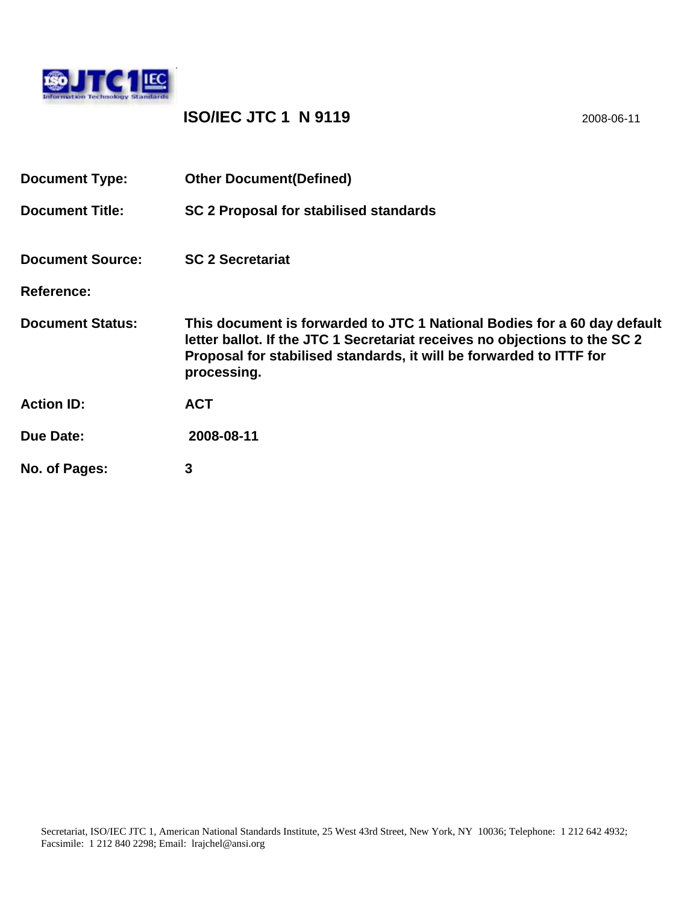# ISO/IEC JTC 1 N 9119

2008-06-11

| | |
|---|---|
| **Document Type:** | **Other Document(Defined)** |
| **Document Title:** | **SC 2 Proposal for stabilised standards** |
| **Document Source:** | **SC 2 Secretariat** |
| **Reference:** | |
| **Document Status:** | **This document is forwarded to JTC 1 National Bodies for a 60 day default letter ballot. If the JTC 1 Secretariat receives no objections to the SC 2 Proposal for stabilised standards, it will be forwarded to ITTF for processing.** |
| **Action ID:** | **ACT** |
| **Due Date:** | **2008-08-11** |
| **No. of Pages:** | **3** |

Secretariat, ISO/IEC JTC 1, American National Standards Institute, 25 West 43rd Street, New York, NY 10036; Telephone: 1 212 642 4932; Facsimile: 1 212 840 2298; Email: lrajchel@ansi.org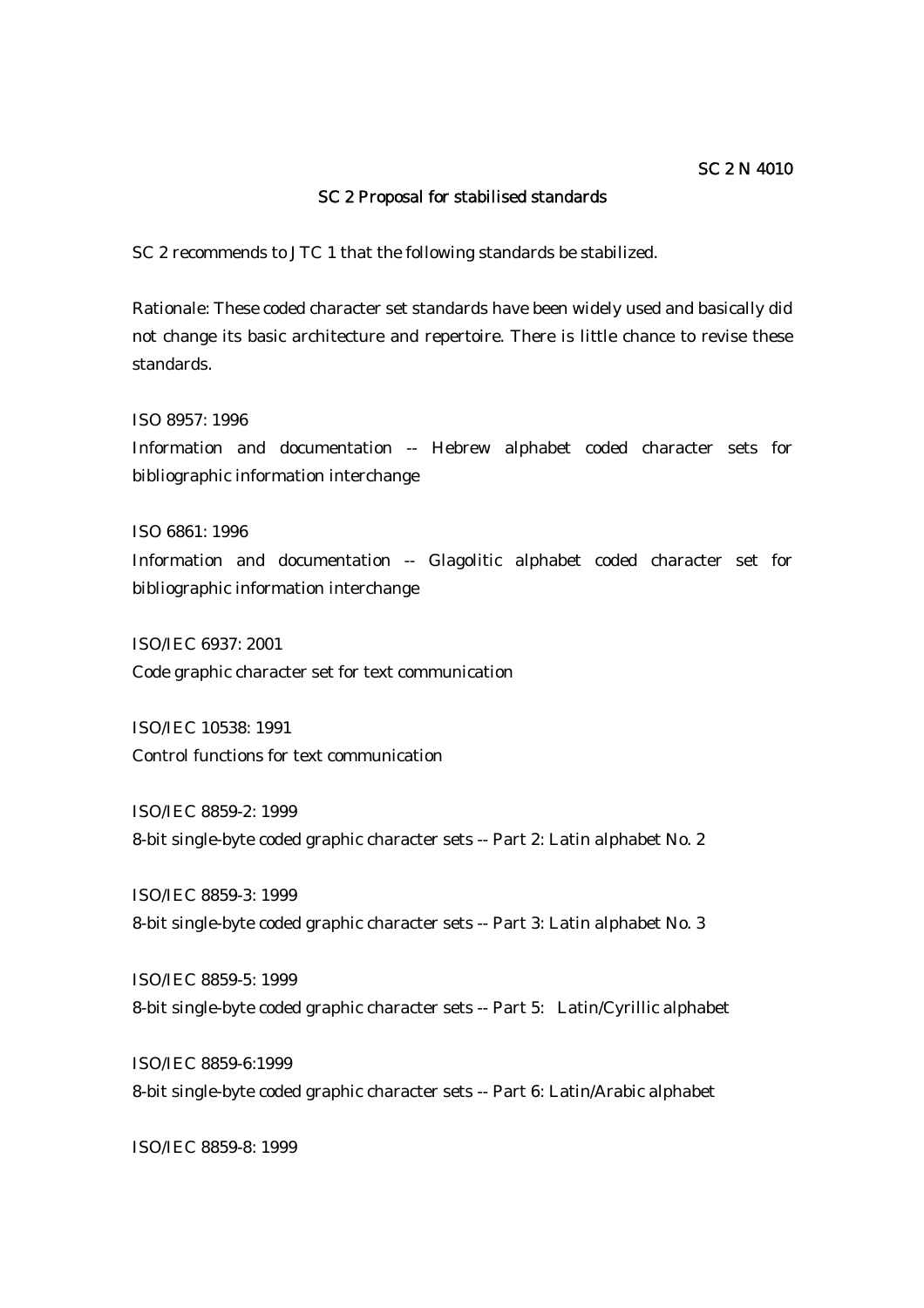SC 2 N 4010

## SC 2 Proposal for stabilised standards

SC 2 recommends to JTC 1 that the following standards be stabilized.

Rationale: These coded character set standards have been widely used and basically did not change its basic architecture and repertoire. There is little chance to revise these standards.

ISO 8957: 1996
Information and documentation -- Hebrew alphabet coded character sets for bibliographic information interchange

ISO 6861: 1996
Information and documentation -- Glagolitic alphabet coded character set for bibliographic information interchange

ISO/IEC 6937: 2001
Code graphic character set for text communication

ISO/IEC 10538: 1991
Control functions for text communication

ISO/IEC 8859-2: 1999
8-bit single-byte coded graphic character sets -- Part 2: Latin alphabet No. 2

ISO/IEC 8859-3: 1999
8-bit single-byte coded graphic character sets -- Part 3: Latin alphabet No. 3

ISO/IEC 8859-5: 1999
8-bit single-byte coded graphic character sets -- Part 5: Latin/Cyrillic alphabet

ISO/IEC 8859-6:1999
8-bit single-byte coded graphic character sets -- Part 6: Latin/Arabic alphabet

ISO/IEC 8859-8: 1999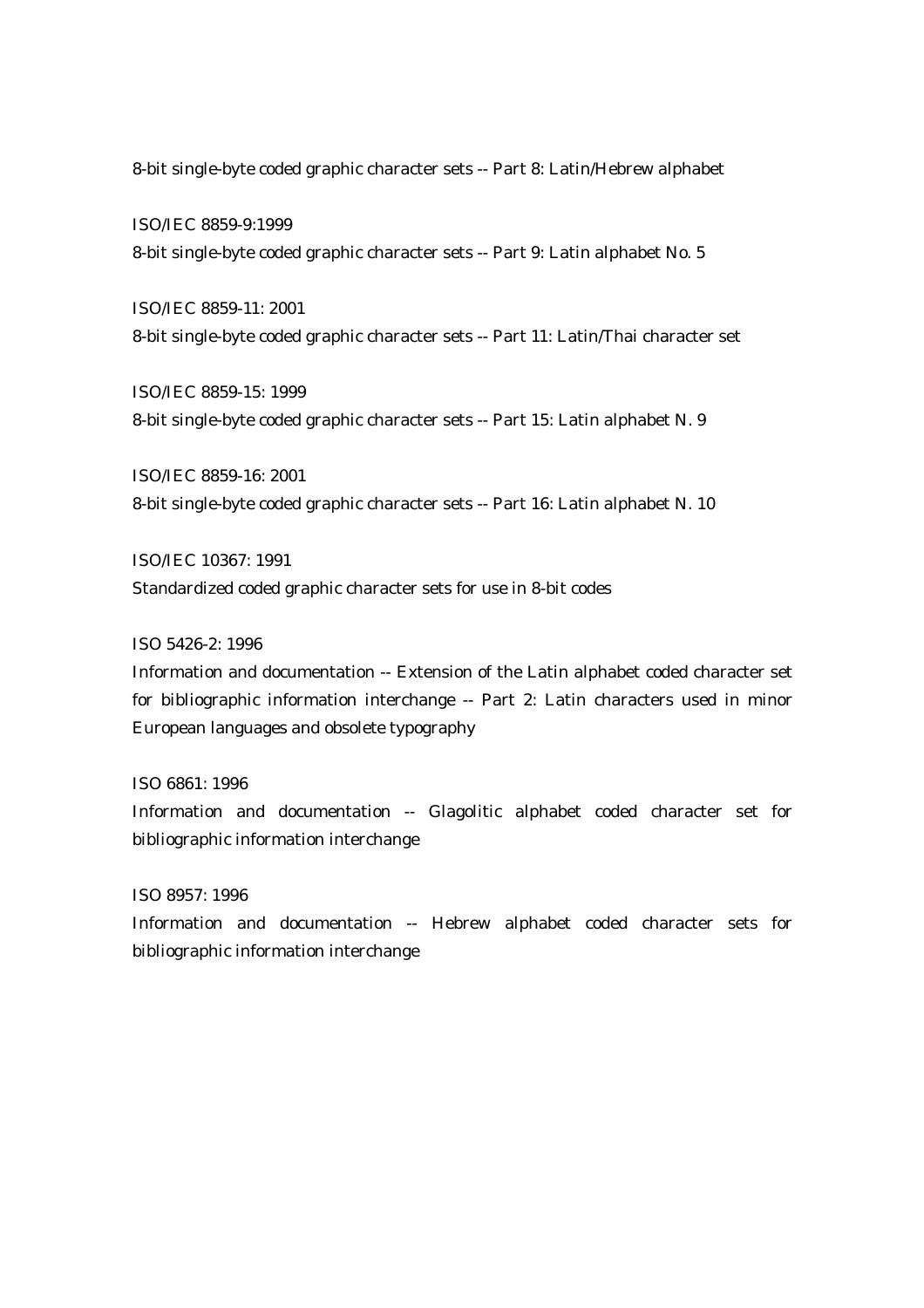8-bit single-byte coded graphic character sets -- Part 8: Latin/Hebrew alphabet

ISO/IEC 8859-9:1999
8-bit single-byte coded graphic character sets -- Part 9: Latin alphabet No. 5

ISO/IEC 8859-11: 2001
8-bit single-byte coded graphic character sets -- Part 11: Latin/Thai character set

ISO/IEC 8859-15: 1999
8-bit single-byte coded graphic character sets -- Part 15: Latin alphabet N. 9

ISO/IEC 8859-16: 2001
8-bit single-byte coded graphic character sets -- Part 16: Latin alphabet N. 10

ISO/IEC 10367: 1991
Standardized coded graphic character sets for use in 8-bit codes

ISO 5426-2: 1996
Information and documentation -- Extension of the Latin alphabet coded character set for bibliographic information interchange -- Part 2: Latin characters used in minor European languages and obsolete typography

ISO 6861: 1996
Information and documentation -- Glagolitic alphabet coded character set for bibliographic information interchange

ISO 8957: 1996
Information and documentation -- Hebrew alphabet coded character sets for bibliographic information interchange